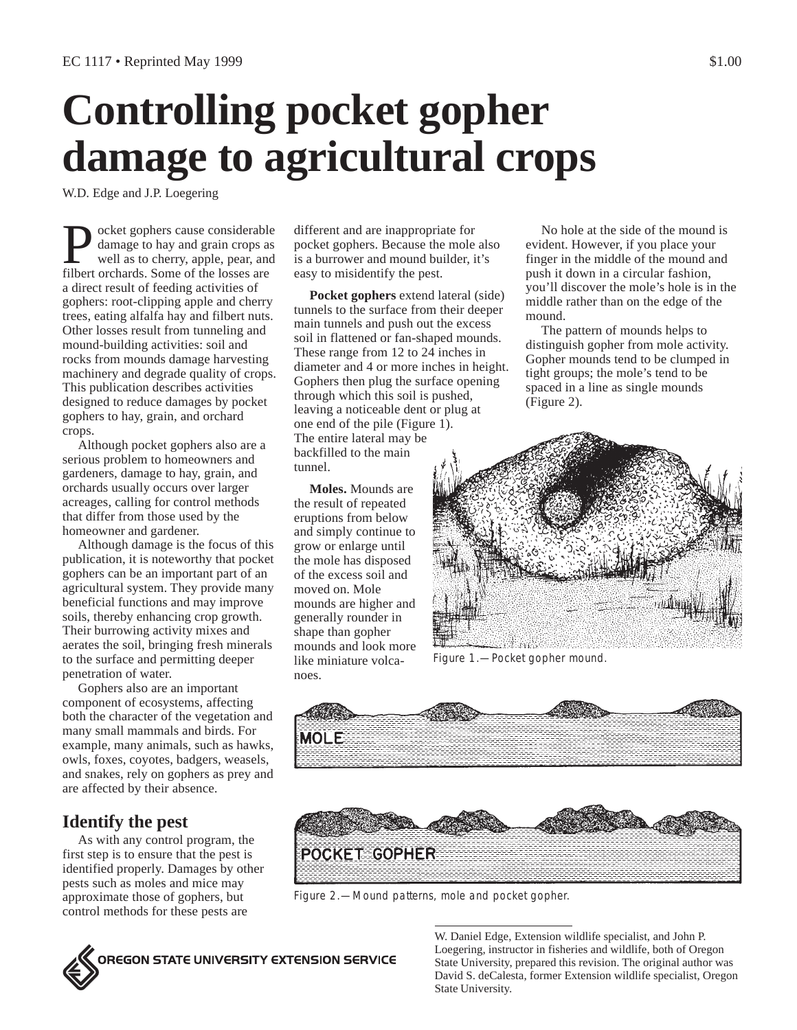EC 1117 • Reprinted May 1999 $1.00

# Controlling pocket gopher damage to agricultural crops

W.D. Edge and J.P. Loegering

Pocket gophers cause considerable damage to hay and grain crops as well as to cherry, apple, pear, and filbert orchards. Some of the losses are a direct result of feeding activities of gophers: root-clipping apple and cherry trees, eating alfalfa hay and filbert nuts. Other losses result from tunneling and mound-building activities: soil and rocks from mounds damage harvesting machinery and degrade quality of crops. This publication describes activities designed to reduce damages by pocket gophers to hay, grain, and orchard crops.

Although pocket gophers also are a serious problem to homeowners and gardeners, damage to hay, grain, and orchards usually occurs over larger acreages, calling for control methods that differ from those used by the homeowner and gardener.

Although damage is the focus of this publication, it is noteworthy that pocket gophers can be an important part of an agricultural system. They provide many beneficial functions and may improve soils, thereby enhancing crop growth. Their burrowing activity mixes and aerates the soil, bringing fresh minerals to the surface and permitting deeper penetration of water.

Gophers also are an important component of ecosystems, affecting both the character of the vegetation and many small mammals and birds. For example, many animals, such as hawks, owls, foxes, coyotes, badgers, weasels, and snakes, rely on gophers as prey and are affected by their absence.

## Identify the pest

As with any control program, the first step is to ensure that the pest is identified properly. Damages by other pests such as moles and mice may approximate those of gophers, but control methods for these pests are different and are inappropriate for pocket gophers. Because the mole also is a burrower and mound builder, it's easy to misidentify the pest.

**Pocket gophers** extend lateral (side) tunnels to the surface from their deeper main tunnels and push out the excess soil in flattened or fan-shaped mounds. These range from 12 to 24 inches in diameter and 4 or more inches in height. Gophers then plug the surface opening through which this soil is pushed, leaving a noticeable dent or plug at one end of the pile (Figure 1). The entire lateral may be backfilled to the main tunnel.

**Moles.** Mounds are the result of repeated eruptions from below and simply continue to grow or enlarge until the mole has disposed of the excess soil and moved on. Mole mounds are higher and generally rounder in shape than gopher mounds and look more like miniature volcanoes.

No hole at the side of the mound is evident. However, if you place your finger in the middle of the mound and push it down in a circular fashion, you'll discover the mole's hole is in the middle rather than on the edge of the mound.

The pattern of mounds helps to distinguish gopher from mole activity. Gopher mounds tend to be clumped in tight groups; the mole's tend to be spaced in a line as single mounds (Figure 2).

Figure 1.—Pocket gopher mound.

MOLE

POCKET GOPHER

Figure 2.—Mound patterns, mole and pocket gopher.

W. Daniel Edge, Extension wildlife specialist, and John P. Loegering, instructor in fisheries and wildlife, both of Oregon State University, prepared this revision. The original author was David S. deCalesta, former Extension wildlife specialist, Oregon State University.

OREGON STATE UNIVERSITY EXTENSION SERVICE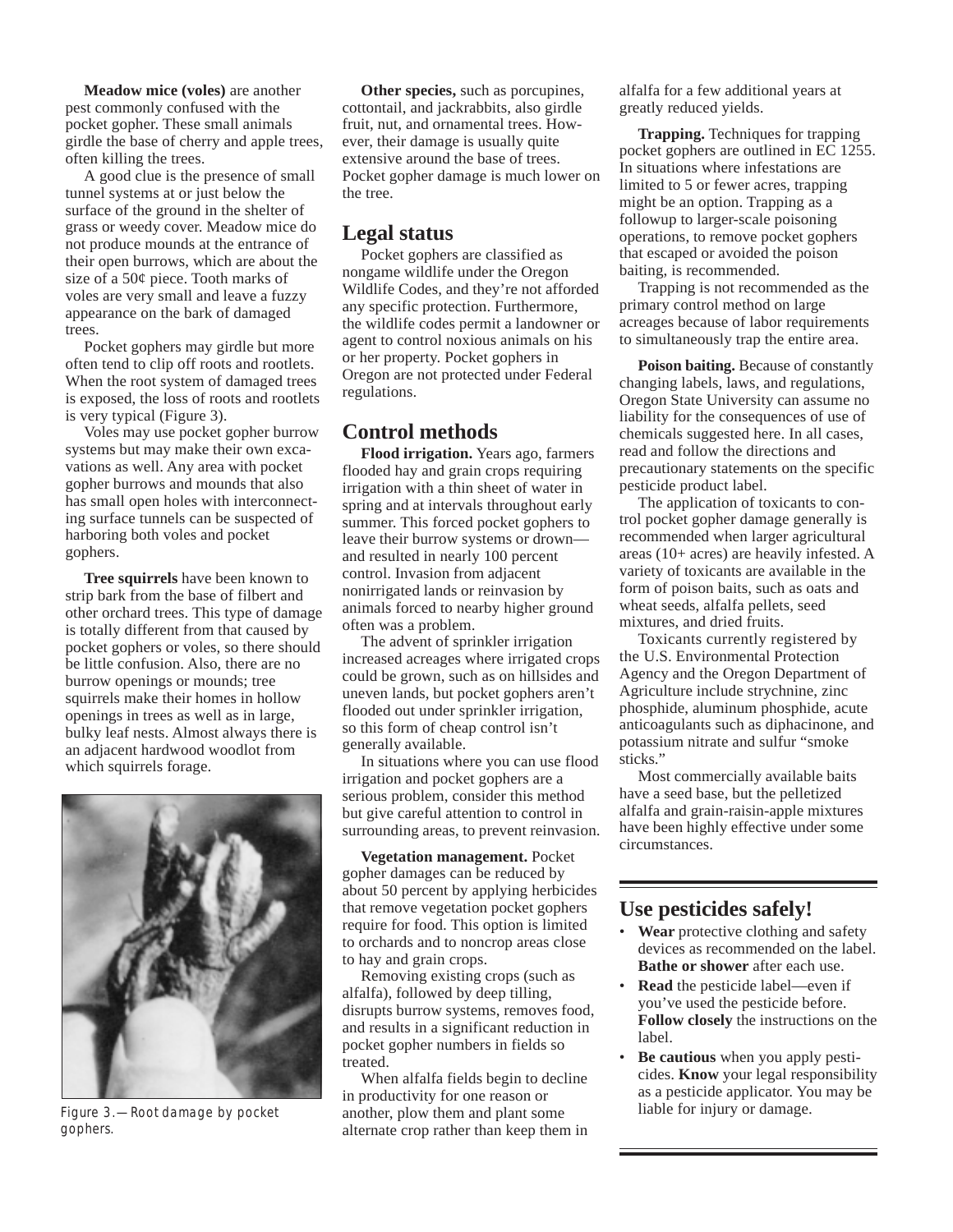**Meadow mice (voles)** are another pest commonly confused with the pocket gopher. These small animals girdle the base of cherry and apple trees, often killing the trees.

A good clue is the presence of small tunnel systems at or just below the surface of the ground in the shelter of grass or weedy cover. Meadow mice do not produce mounds at the entrance of their open burrows, which are about the size of a 50¢ piece. Tooth marks of voles are very small and leave a fuzzy appearance on the bark of damaged trees.

Pocket gophers may girdle but more often tend to clip off roots and rootlets. When the root system of damaged trees is exposed, the loss of roots and rootlets is very typical (Figure 3).

Voles may use pocket gopher burrow systems but may make their own excavations as well. Any area with pocket gopher burrows and mounds that also has small open holes with interconnecting surface tunnels can be suspected of harboring both voles and pocket gophers.

**Tree squirrels** have been known to strip bark from the base of filbert and other orchard trees. This type of damage is totally different from that caused by pocket gophers or voles, so there should be little confusion. Also, there are no burrow openings or mounds; tree squirrels make their homes in hollow openings in trees as well as in large, bulky leaf nests. Almost always there is an adjacent hardwood woodlot from which squirrels forage.

Figure 3.—Root damage by pocket gophers.

**Other species,** such as porcupines, cottontail, and jackrabbits, also girdle fruit, nut, and ornamental trees. However, their damage is usually quite extensive around the base of trees. Pocket gopher damage is much lower on the tree.

## Legal status

Pocket gophers are classified as nongame wildlife under the Oregon Wildlife Codes, and they're not afforded any specific protection. Furthermore, the wildlife codes permit a landowner or agent to control noxious animals on his or her property. Pocket gophers in Oregon are not protected under Federal regulations.

## Control methods

**Flood irrigation.** Years ago, farmers flooded hay and grain crops requiring irrigation with a thin sheet of water in spring and at intervals throughout early summer. This forced pocket gophers to leave their burrow systems or drown—and resulted in nearly 100 percent control. Invasion from adjacent nonirrigated lands or reinvasion by animals forced to nearby higher ground often was a problem.

The advent of sprinkler irrigation increased acreages where irrigated crops could be grown, such as on hillsides and uneven lands, but pocket gophers aren't flooded out under sprinkler irrigation, so this form of cheap control isn't generally available.

In situations where you can use flood irrigation and pocket gophers are a serious problem, consider this method but give careful attention to control in surrounding areas, to prevent reinvasion.

**Vegetation management.** Pocket gopher damages can be reduced by about 50 percent by applying herbicides that remove vegetation pocket gophers require for food. This option is limited to orchards and to noncrop areas close to hay and grain crops.

Removing existing crops (such as alfalfa), followed by deep tilling, disrupts burrow systems, removes food, and results in a significant reduction in pocket gopher numbers in fields so treated.

When alfalfa fields begin to decline in productivity for one reason or another, plow them and plant some alternate crop rather than keep them in alfalfa for a few additional years at greatly reduced yields.

**Trapping.** Techniques for trapping pocket gophers are outlined in EC 1255. In situations where infestations are limited to 5 or fewer acres, trapping might be an option. Trapping as a followup to larger-scale poisoning operations, to remove pocket gophers that escaped or avoided the poison baiting, is recommended.

Trapping is not recommended as the primary control method on large acreages because of labor requirements to simultaneously trap the entire area.

**Poison baiting.** Because of constantly changing labels, laws, and regulations, Oregon State University can assume no liability for the consequences of use of chemicals suggested here. In all cases, read and follow the directions and precautionary statements on the specific pesticide product label.

The application of toxicants to control pocket gopher damage generally is recommended when larger agricultural areas (10+ acres) are heavily infested. A variety of toxicants are available in the form of poison baits, such as oats and wheat seeds, alfalfa pellets, seed mixtures, and dried fruits.

Toxicants currently registered by the U.S. Environmental Protection Agency and the Oregon Department of Agriculture include strychnine, zinc phosphide, aluminum phosphide, acute anticoagulants such as diphacinone, and potassium nitrate and sulfur "smoke sticks."

Most commercially available baits have a seed base, but the pelletized alfalfa and grain-raisin-apple mixtures have been highly effective under some circumstances.

## Use pesticides safely!

- **Wear** protective clothing and safety devices as recommended on the label. **Bathe or shower** after each use.
- **Read** the pesticide label—even if you've used the pesticide before. **Follow closely** the instructions on the label.
- **Be cautious** when you apply pesticides. **Know** your legal responsibility as a pesticide applicator. You may be liable for injury or damage.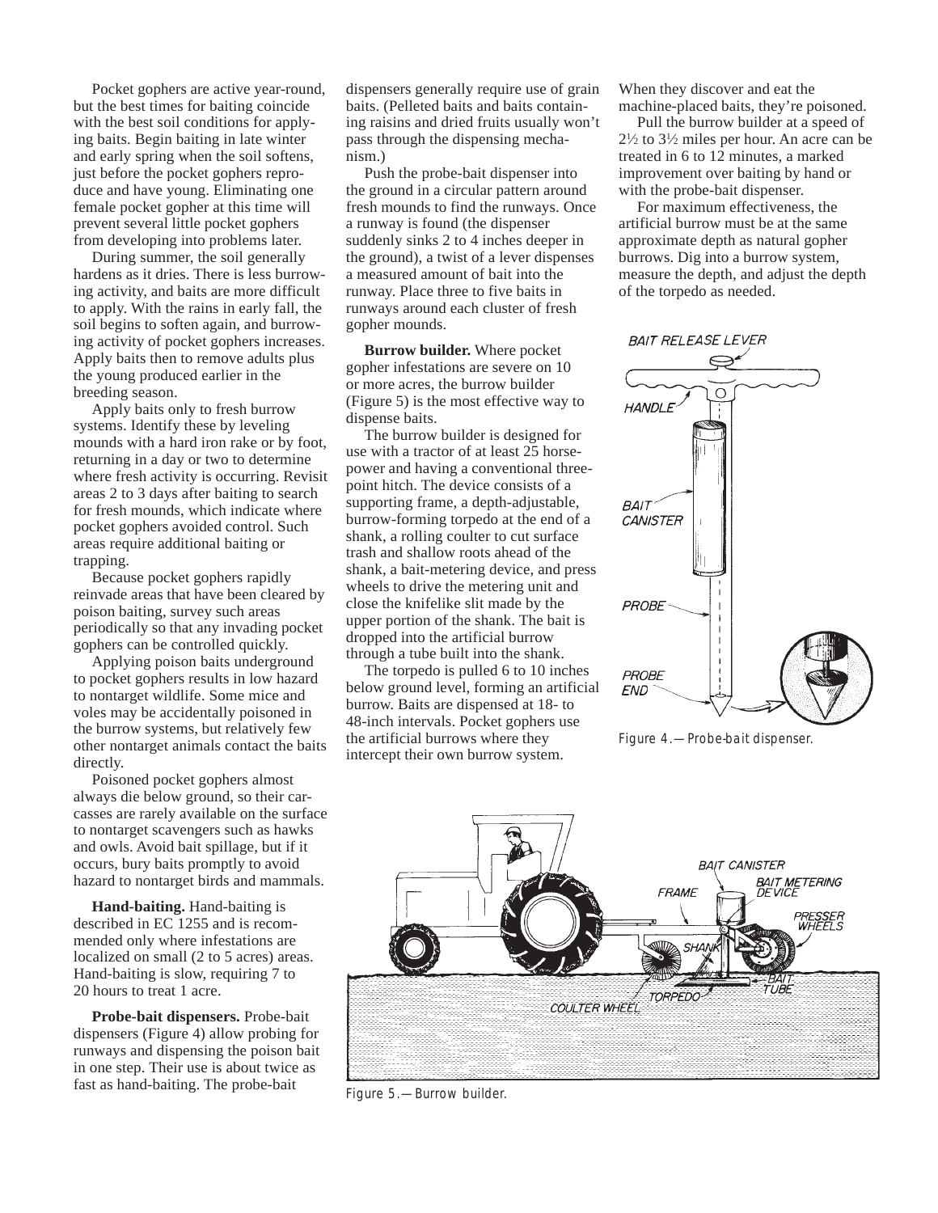Pocket gophers are active year-round, but the best times for baiting coincide with the best soil conditions for applying baits. Begin baiting in late winter and early spring when the soil softens, just before the pocket gophers reproduce and have young. Eliminating one female pocket gopher at this time will prevent several little pocket gophers from developing into problems later.

During summer, the soil generally hardens as it dries. There is less burrowing activity, and baits are more difficult to apply. With the rains in early fall, the soil begins to soften again, and burrowing activity of pocket gophers increases. Apply baits then to remove adults plus the young produced earlier in the breeding season.

Apply baits only to fresh burrow systems. Identify these by leveling mounds with a hard iron rake or by foot, returning in a day or two to determine where fresh activity is occurring. Revisit areas 2 to 3 days after baiting to search for fresh mounds, which indicate where pocket gophers avoided control. Such areas require additional baiting or trapping.

Because pocket gophers rapidly reinvade areas that have been cleared by poison baiting, survey such areas periodically so that any invading pocket gophers can be controlled quickly.

Applying poison baits underground to pocket gophers results in low hazard to nontarget wildlife. Some mice and voles may be accidentally poisoned in the burrow systems, but relatively few other nontarget animals contact the baits directly.

Poisoned pocket gophers almost always die below ground, so their carcasses are rarely available on the surface to nontarget scavengers such as hawks and owls. Avoid bait spillage, but if it occurs, bury baits promptly to avoid hazard to nontarget birds and mammals.

**Hand-baiting.** Hand-baiting is described in EC 1255 and is recommended only where infestations are localized on small (2 to 5 acres) areas. Hand-baiting is slow, requiring 7 to 20 hours to treat 1 acre.

**Probe-bait dispensers.** Probe-bait dispensers (Figure 4) allow probing for runways and dispensing the poison bait in one step. Their use is about twice as fast as hand-baiting. The probe-bait dispensers generally require use of grain baits. (Pelleted baits and baits containing raisins and dried fruits usually won't pass through the dispensing mechanism.)

Push the probe-bait dispenser into the ground in a circular pattern around fresh mounds to find the runways. Once a runway is found (the dispenser suddenly sinks 2 to 4 inches deeper in the ground), a twist of a lever dispenses a measured amount of bait into the runway. Place three to five baits in runways around each cluster of fresh gopher mounds.

**Burrow builder.** Where pocket gopher infestations are severe on 10 or more acres, the burrow builder (Figure 5) is the most effective way to dispense baits.

The burrow builder is designed for use with a tractor of at least 25 horsepower and having a conventional three-point hitch. The device consists of a supporting frame, a depth-adjustable, burrow-forming torpedo at the end of a shank, a rolling coulter to cut surface trash and shallow roots ahead of the shank, a bait-metering device, and press wheels to drive the metering unit and close the knifelike slit made by the upper portion of the shank. The bait is dropped into the artificial burrow through a tube built into the shank.

The torpedo is pulled 6 to 10 inches below ground level, forming an artificial burrow. Baits are dispensed at 18- to 48-inch intervals. Pocket gophers use the artificial burrows where they intercept their own burrow system. When they discover and eat the machine-placed baits, they're poisoned.

Pull the burrow builder at a speed of 2½ to 3½ miles per hour. An acre can be treated in 6 to 12 minutes, a marked improvement over baiting by hand or with the probe-bait dispenser.

For maximum effectiveness, the artificial burrow must be at the same approximate depth as natural gopher burrows. Dig into a burrow system, measure the depth, and adjust the depth of the torpedo as needed.

BAIT RELEASE LEVER
HANDLE
BAIT CANISTER
PROBE
PROBE END

Figure 4.—Probe-bait dispenser.

BAIT CANISTER
BAIT METERING DEVICE
FRAME
PRESSER WHEELS
SHANK
BAIT TUBE
TORPEDO
COULTER WHEEL

Figure 5.—Burrow builder.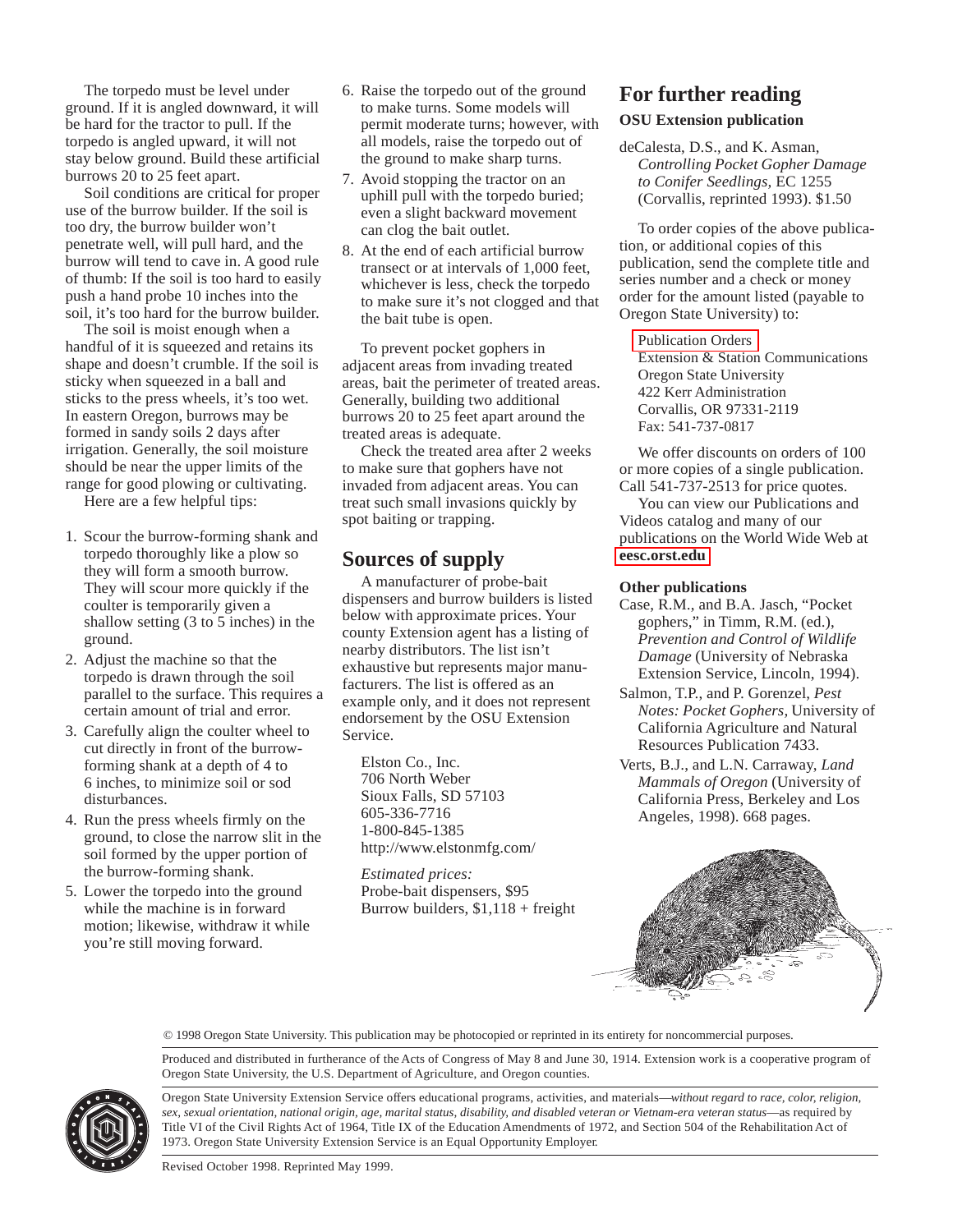The torpedo must be level under ground. If it is angled downward, it will be hard for the tractor to pull. If the torpedo is angled upward, it will not stay below ground. Build these artificial burrows 20 to 25 feet apart.

Soil conditions are critical for proper use of the burrow builder. If the soil is too dry, the burrow builder won't penetrate well, will pull hard, and the burrow will tend to cave in. A good rule of thumb: If the soil is too hard to easily push a hand probe 10 inches into the soil, it's too hard for the burrow builder.

The soil is moist enough when a handful of it is squeezed and retains its shape and doesn't crumble. If the soil is sticky when squeezed in a ball and sticks to the press wheels, it's too wet. In eastern Oregon, burrows may be formed in sandy soils 2 days after irrigation. Generally, the soil moisture should be near the upper limits of the range for good plowing or cultivating.

Here are a few helpful tips:

1. Scour the burrow-forming shank and torpedo thoroughly like a plow so they will form a smooth burrow. They will scour more quickly if the coulter is temporarily given a shallow setting (3 to 5 inches) in the ground.
2. Adjust the machine so that the torpedo is drawn through the soil parallel to the surface. This requires a certain amount of trial and error.
3. Carefully align the coulter wheel to cut directly in front of the burrow-forming shank at a depth of 4 to 6 inches, to minimize soil or sod disturbances.
4. Run the press wheels firmly on the ground, to close the narrow slit in the soil formed by the upper portion of the burrow-forming shank.
5. Lower the torpedo into the ground while the machine is in forward motion; likewise, withdraw it while you're still moving forward.
6. Raise the torpedo out of the ground to make turns. Some models will permit moderate turns; however, with all models, raise the torpedo out of the ground to make sharp turns.
7. Avoid stopping the tractor on an uphill pull with the torpedo buried; even a slight backward movement can clog the bait outlet.
8. At the end of each artificial burrow transect or at intervals of 1,000 feet, whichever is less, check the torpedo to make sure it's not clogged and that the bait tube is open.

To prevent pocket gophers in adjacent areas from invading treated areas, bait the perimeter of treated areas. Generally, building two additional burrows 20 to 25 feet apart around the treated areas is adequate.

Check the treated area after 2 weeks to make sure that gophers have not invaded from adjacent areas. You can treat such small invasions quickly by spot baiting or trapping.

## Sources of supply

A manufacturer of probe-bait dispensers and burrow builders is listed below with approximate prices. Your county Extension agent has a listing of nearby distributors. The list isn't exhaustive but represents major manufacturers. The list is offered as an example only, and it does not represent endorsement by the OSU Extension Service.

Elston Co., Inc.
706 North Weber
Sioux Falls, SD 57103
605-336-7716
1-800-845-1385
http://www.elstonmfg.com/

*Estimated prices:*
Probe-bait dispensers, $95
Burrow builders, $1,118 + freight

## For further reading

### OSU Extension publication

deCalesta, D.S., and K. Asman, *Controlling Pocket Gopher Damage to Conifer Seedlings,* EC 1255 (Corvallis, reprinted 1993). $1.50

To order copies of the above publication, or additional copies of this publication, send the complete title and series number and a check or money order for the amount listed (payable to Oregon State University) to:

Publication Orders
Extension & Station Communications
Oregon State University
422 Kerr Administration
Corvallis, OR 97331-2119
Fax: 541-737-0817

We offer discounts on orders of 100 or more copies of a single publication. Call 541-737-2513 for price quotes.

You can view our Publications and Videos catalog and many of our publications on the World Wide Web at **eesc.orst.edu**

### Other publications

Case, R.M., and B.A. Jasch, "Pocket gophers," in Timm, R.M. (ed.), *Prevention and Control of Wildlife Damage* (University of Nebraska Extension Service, Lincoln, 1994).

Salmon, T.P., and P. Gorenzel, *Pest Notes: Pocket Gophers,* University of California Agriculture and Natural Resources Publication 7433.

Verts, B.J., and L.N. Carraway, *Land Mammals of Oregon* (University of California Press, Berkeley and Los Angeles, 1998). 668 pages.

© 1998 Oregon State University. This publication may be photocopied or reprinted in its entirety for noncommercial purposes.

Produced and distributed in furtherance of the Acts of Congress of May 8 and June 30, 1914. Extension work is a cooperative program of Oregon State University, the U.S. Department of Agriculture, and Oregon counties.

Oregon State University Extension Service offers educational programs, activities, and materials—*without regard to race, color, religion, sex, sexual orientation, national origin, age, marital status, disability, and disabled veteran or Vietnam-era veteran status*—as required by Title VI of the Civil Rights Act of 1964, Title IX of the Education Amendments of 1972, and Section 504 of the Rehabilitation Act of 1973. Oregon State University Extension Service is an Equal Opportunity Employer.

Revised October 1998. Reprinted May 1999.